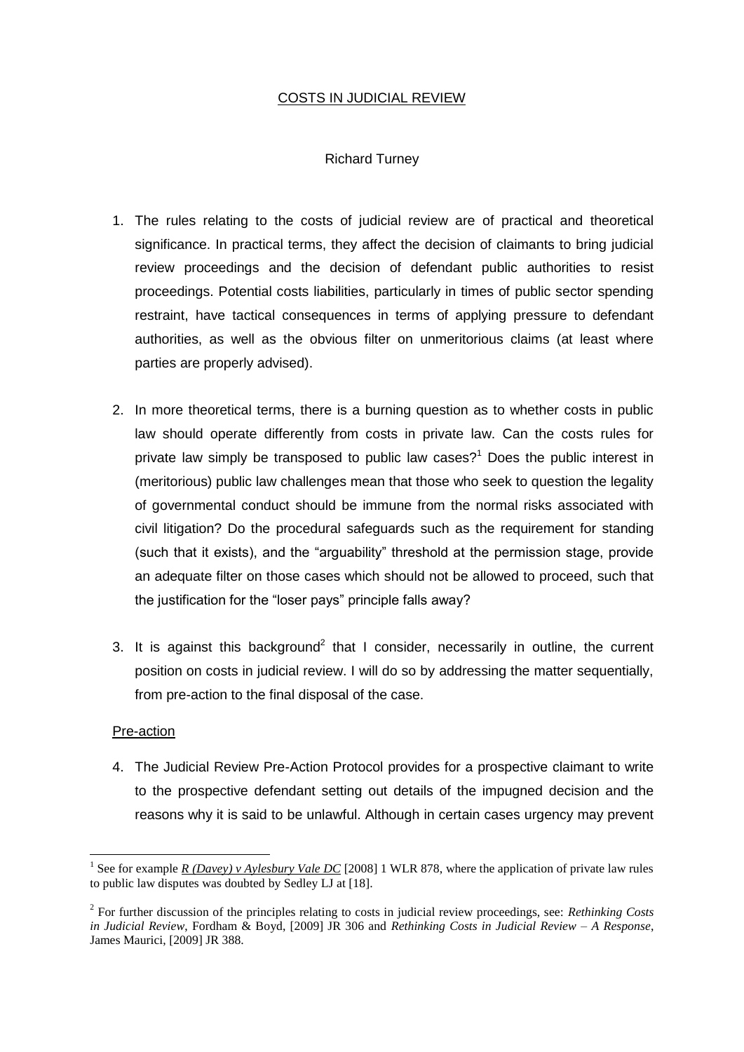# COSTS IN JUDICIAL REVIEW

Richard Turney

1. The rules relating to the costs of judicial review are of practical and theoretical significance. In practical terms, they affect the decision of claimants to bring judicial review proceedings and the decision of defendant public authorities to resist proceedings. Potential costs liabilities, particularly in times of public sector spending restraint, have tactical consequences in terms of applying pressure to defendant authorities, as well as the obvious filter on unmeritorious claims (at least where parties are properly advised).

2. In more theoretical terms, there is a burning question as to whether costs in public law should operate differently from costs in private law. Can the costs rules for private law simply be transposed to public law cases?[1] Does the public interest in (meritorious) public law challenges mean that those who seek to question the legality of governmental conduct should be immune from the normal risks associated with civil litigation? Do the procedural safeguards such as the requirement for standing (such that it exists), and the "arguability" threshold at the permission stage, provide an adequate filter on those cases which should not be allowed to proceed, such that the justification for the "loser pays" principle falls away?

3. It is against this background[2] that I consider, necessarily in outline, the current position on costs in judicial review. I will do so by addressing the matter sequentially, from pre-action to the final disposal of the case.

## Pre-action

4. The Judicial Review Pre-Action Protocol provides for a prospective claimant to write to the prospective defendant setting out details of the impugned decision and the reasons why it is said to be unlawful. Although in certain cases urgency may prevent

---

[1] See for example *R (Davey) v Aylesbury Vale DC* [2008] 1 WLR 878, where the application of private law rules to public law disputes was doubted by Sedley LJ at [18].

[2] For further discussion of the principles relating to costs in judicial review proceedings, see: *Rethinking Costs in Judicial Review*, Fordham & Boyd, [2009] JR 306 and *Rethinking Costs in Judicial Review – A Response*, James Maurici, [2009] JR 388.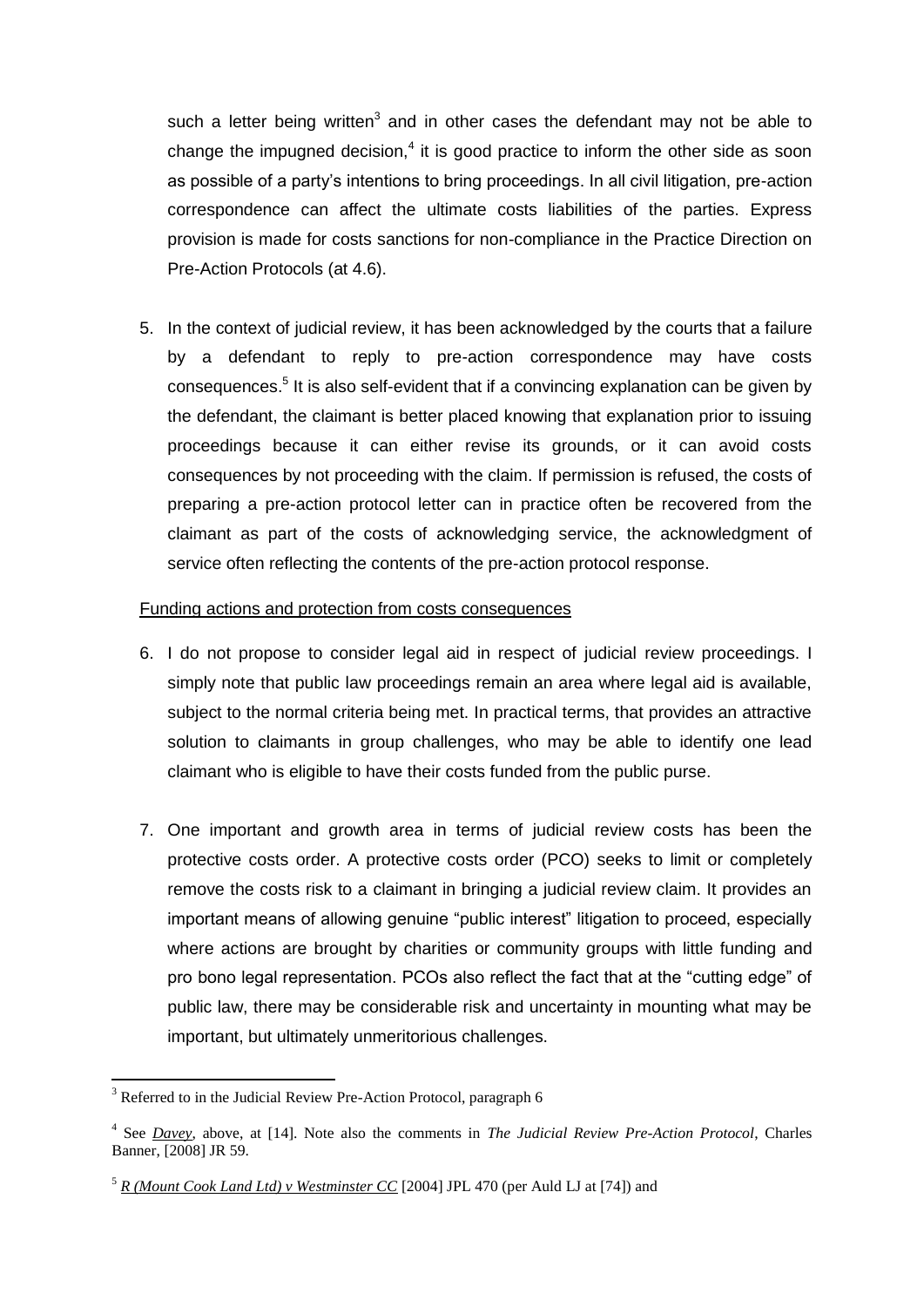such a letter being written[3] and in other cases the defendant may not be able to change the impugned decision,[4] it is good practice to inform the other side as soon as possible of a party's intentions to bring proceedings. In all civil litigation, pre-action correspondence can affect the ultimate costs liabilities of the parties. Express provision is made for costs sanctions for non-compliance in the Practice Direction on Pre-Action Protocols (at 4.6).

5. In the context of judicial review, it has been acknowledged by the courts that a failure by a defendant to reply to pre-action correspondence may have costs consequences.[5] It is also self-evident that if a convincing explanation can be given by the defendant, the claimant is better placed knowing that explanation prior to issuing proceedings because it can either revise its grounds, or it can avoid costs consequences by not proceeding with the claim. If permission is refused, the costs of preparing a pre-action protocol letter can in practice often be recovered from the claimant as part of the costs of acknowledging service, the acknowledgment of service often reflecting the contents of the pre-action protocol response.

Funding actions and protection from costs consequences

6. I do not propose to consider legal aid in respect of judicial review proceedings. I simply note that public law proceedings remain an area where legal aid is available, subject to the normal criteria being met. In practical terms, that provides an attractive solution to claimants in group challenges, who may be able to identify one lead claimant who is eligible to have their costs funded from the public purse.

7. One important and growth area in terms of judicial review costs has been the protective costs order. A protective costs order (PCO) seeks to limit or completely remove the costs risk to a claimant in bringing a judicial review claim. It provides an important means of allowing genuine "public interest" litigation to proceed, especially where actions are brought by charities or community groups with little funding and pro bono legal representation. PCOs also reflect the fact that at the "cutting edge" of public law, there may be considerable risk and uncertainty in mounting what may be important, but ultimately unmeritorious challenges.

---

[3] Referred to in the Judicial Review Pre-Action Protocol, paragraph 6

[4] See *Davey*, above, at [14]. Note also the comments in *The Judicial Review Pre-Action Protocol*, Charles Banner, [2008] JR 59.

[5] *R (Mount Cook Land Ltd) v Westminster CC* [2004] JPL 470 (per Auld LJ at [74]) and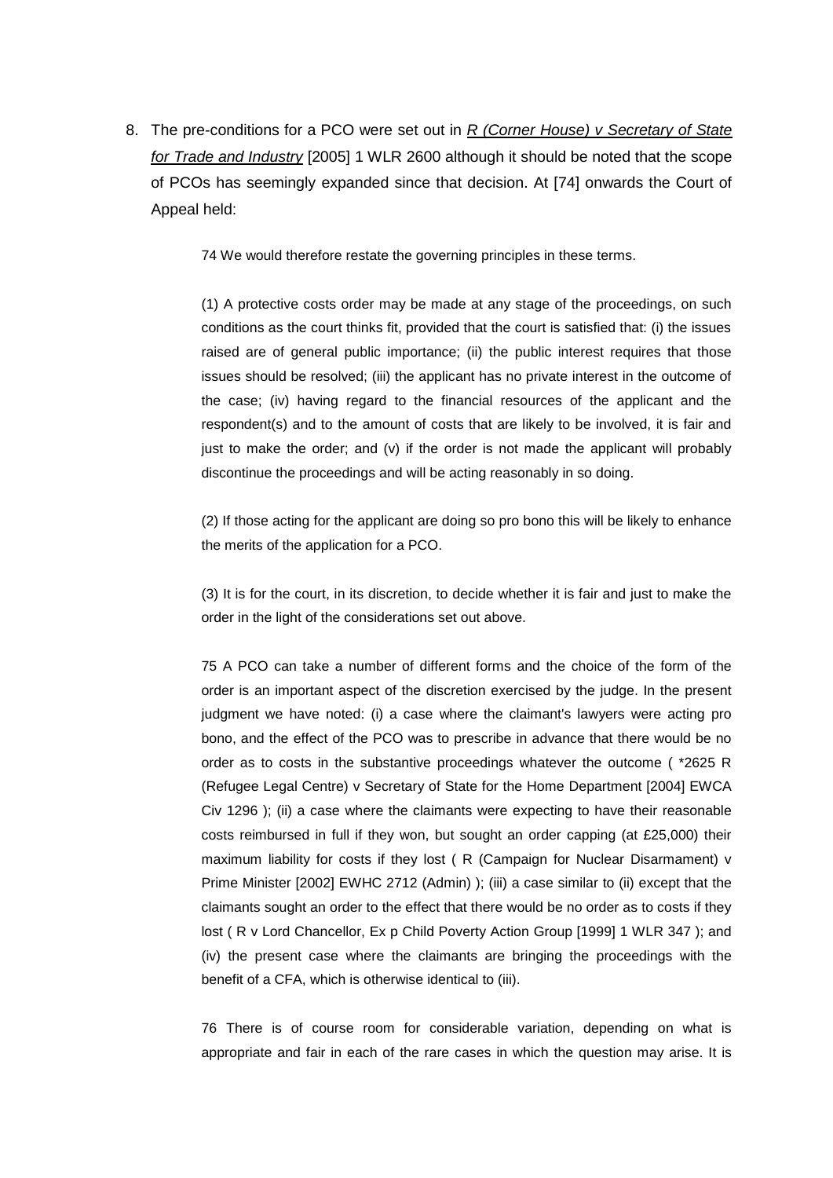8. The pre-conditions for a PCO were set out in *R (Corner House) v Secretary of State for Trade and Industry* [2005] 1 WLR 2600 although it should be noted that the scope of PCOs has seemingly expanded since that decision. At [74] onwards the Court of Appeal held:

> 74 We would therefore restate the governing principles in these terms.
>
> (1) A protective costs order may be made at any stage of the proceedings, on such conditions as the court thinks fit, provided that the court is satisfied that: (i) the issues raised are of general public importance; (ii) the public interest requires that those issues should be resolved; (iii) the applicant has no private interest in the outcome of the case; (iv) having regard to the financial resources of the applicant and the respondent(s) and to the amount of costs that are likely to be involved, it is fair and just to make the order; and (v) if the order is not made the applicant will probably discontinue the proceedings and will be acting reasonably in so doing.
>
> (2) If those acting for the applicant are doing so pro bono this will be likely to enhance the merits of the application for a PCO.
>
> (3) It is for the court, in its discretion, to decide whether it is fair and just to make the order in the light of the considerations set out above.
>
> 75 A PCO can take a number of different forms and the choice of the form of the order is an important aspect of the discretion exercised by the judge. In the present judgment we have noted: (i) a case where the claimant's lawyers were acting pro bono, and the effect of the PCO was to prescribe in advance that there would be no order as to costs in the substantive proceedings whatever the outcome ( *2625 R (Refugee Legal Centre) v Secretary of State for the Home Department [2004] EWCA Civ 1296 ); (ii) a case where the claimants were expecting to have their reasonable costs reimbursed in full if they won, but sought an order capping (at £25,000) their maximum liability for costs if they lost ( R (Campaign for Nuclear Disarmament) v Prime Minister [2002] EWHC 2712 (Admin) ); (iii) a case similar to (ii) except that the claimants sought an order to the effect that there would be no order as to costs if they lost ( R v Lord Chancellor, Ex p Child Poverty Action Group [1999] 1 WLR 347 ); and (iv) the present case where the claimants are bringing the proceedings with the benefit of a CFA, which is otherwise identical to (iii).
>
> 76 There is of course room for considerable variation, depending on what is appropriate and fair in each of the rare cases in which the question may arise. It is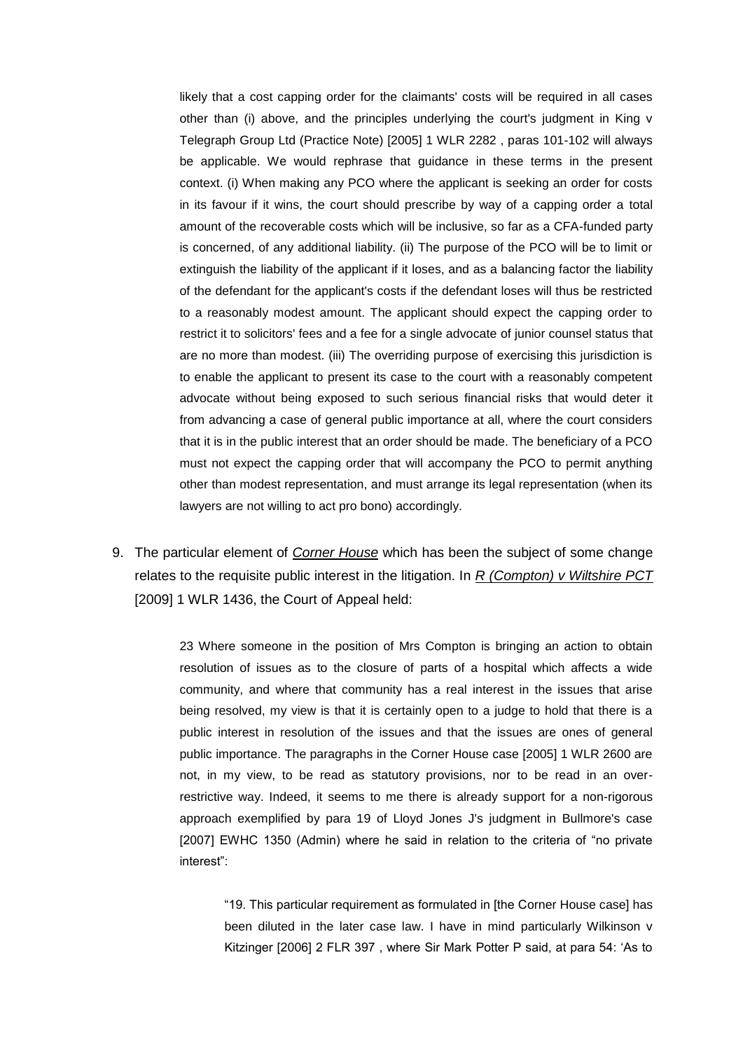> likely that a cost capping order for the claimants' costs will be required in all cases other than (i) above, and the principles underlying the court's judgment in King v Telegraph Group Ltd (Practice Note) [2005] 1 WLR 2282 , paras 101-102 will always be applicable. We would rephrase that guidance in these terms in the present context. (i) When making any PCO where the applicant is seeking an order for costs in its favour if it wins, the court should prescribe by way of a capping order a total amount of the recoverable costs which will be inclusive, so far as a CFA-funded party is concerned, of any additional liability. (ii) The purpose of the PCO will be to limit or extinguish the liability of the applicant if it loses, and as a balancing factor the liability of the defendant for the applicant's costs if the defendant loses will thus be restricted to a reasonably modest amount. The applicant should expect the capping order to restrict it to solicitors' fees and a fee for a single advocate of junior counsel status that are no more than modest. (iii) The overriding purpose of exercising this jurisdiction is to enable the applicant to present its case to the court with a reasonably competent advocate without being exposed to such serious financial risks that would deter it from advancing a case of general public importance at all, where the court considers that it is in the public interest that an order should be made. The beneficiary of a PCO must not expect the capping order that will accompany the PCO to permit anything other than modest representation, and must arrange its legal representation (when its lawyers are not willing to act pro bono) accordingly.

9. The particular element of *Corner House* which has been the subject of some change relates to the requisite public interest in the litigation. In *R (Compton) v Wiltshire PCT* [2009] 1 WLR 1436, the Court of Appeal held:

> 23 Where someone in the position of Mrs Compton is bringing an action to obtain resolution of issues as to the closure of parts of a hospital which affects a wide community, and where that community has a real interest in the issues that arise being resolved, my view is that it is certainly open to a judge to hold that there is a public interest in resolution of the issues and that the issues are ones of general public importance. The paragraphs in the Corner House case [2005] 1 WLR 2600 are not, in my view, to be read as statutory provisions, nor to be read in an over-restrictive way. Indeed, it seems to me there is already support for a non-rigorous approach exemplified by para 19 of Lloyd Jones J's judgment in Bullmore's case [2007] EWHC 1350 (Admin) where he said in relation to the criteria of "no private interest":
>
> > "19. This particular requirement as formulated in [the Corner House case] has been diluted in the later case law. I have in mind particularly Wilkinson v Kitzinger [2006] 2 FLR 397 , where Sir Mark Potter P said, at para 54: 'As to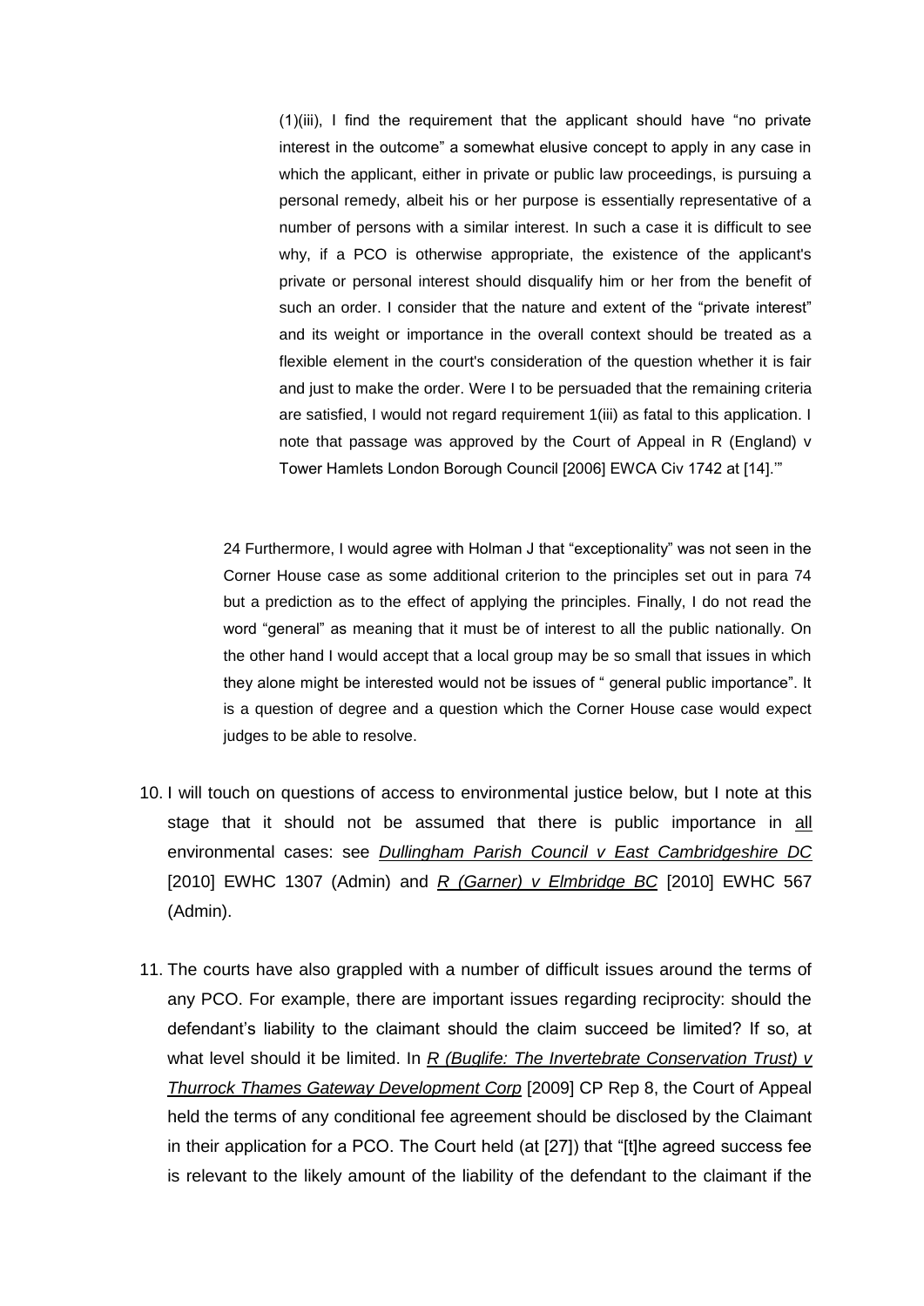> (1)(iii), I find the requirement that the applicant should have "no private interest in the outcome" a somewhat elusive concept to apply in any case in which the applicant, either in private or public law proceedings, is pursuing a personal remedy, albeit his or her purpose is essentially representative of a number of persons with a similar interest. In such a case it is difficult to see why, if a PCO is otherwise appropriate, the existence of the applicant's private or personal interest should disqualify him or her from the benefit of such an order. I consider that the nature and extent of the "private interest" and its weight or importance in the overall context should be treated as a flexible element in the court's consideration of the question whether it is fair and just to make the order. Were I to be persuaded that the remaining criteria are satisfied, I would not regard requirement 1(iii) as fatal to this application. I note that passage was approved by the Court of Appeal in R (England) v Tower Hamlets London Borough Council [2006] EWCA Civ 1742 at [14].'"
>
> 24 Furthermore, I would agree with Holman J that "exceptionality" was not seen in the Corner House case as some additional criterion to the principles set out in para 74 but a prediction as to the effect of applying the principles. Finally, I do not read the word "general" as meaning that it must be of interest to all the public nationally. On the other hand I would accept that a local group may be so small that issues in which they alone might be interested would not be issues of " general public importance". It is a question of degree and a question which the Corner House case would expect judges to be able to resolve.

10. I will touch on questions of access to environmental justice below, but I note at this stage that it should not be assumed that there is public importance in all environmental cases: see *Dullingham Parish Council v East Cambridgeshire DC* [2010] EWHC 1307 (Admin) and *R (Garner) v Elmbridge BC* [2010] EWHC 567 (Admin).

11. The courts have also grappled with a number of difficult issues around the terms of any PCO. For example, there are important issues regarding reciprocity: should the defendant's liability to the claimant should the claim succeed be limited? If so, at what level should it be limited. In *R (Buglife: The Invertebrate Conservation Trust) v Thurrock Thames Gateway Development Corp* [2009] CP Rep 8, the Court of Appeal held the terms of any conditional fee agreement should be disclosed by the Claimant in their application for a PCO. The Court held (at [27]) that "[t]he agreed success fee is relevant to the likely amount of the liability of the defendant to the claimant if the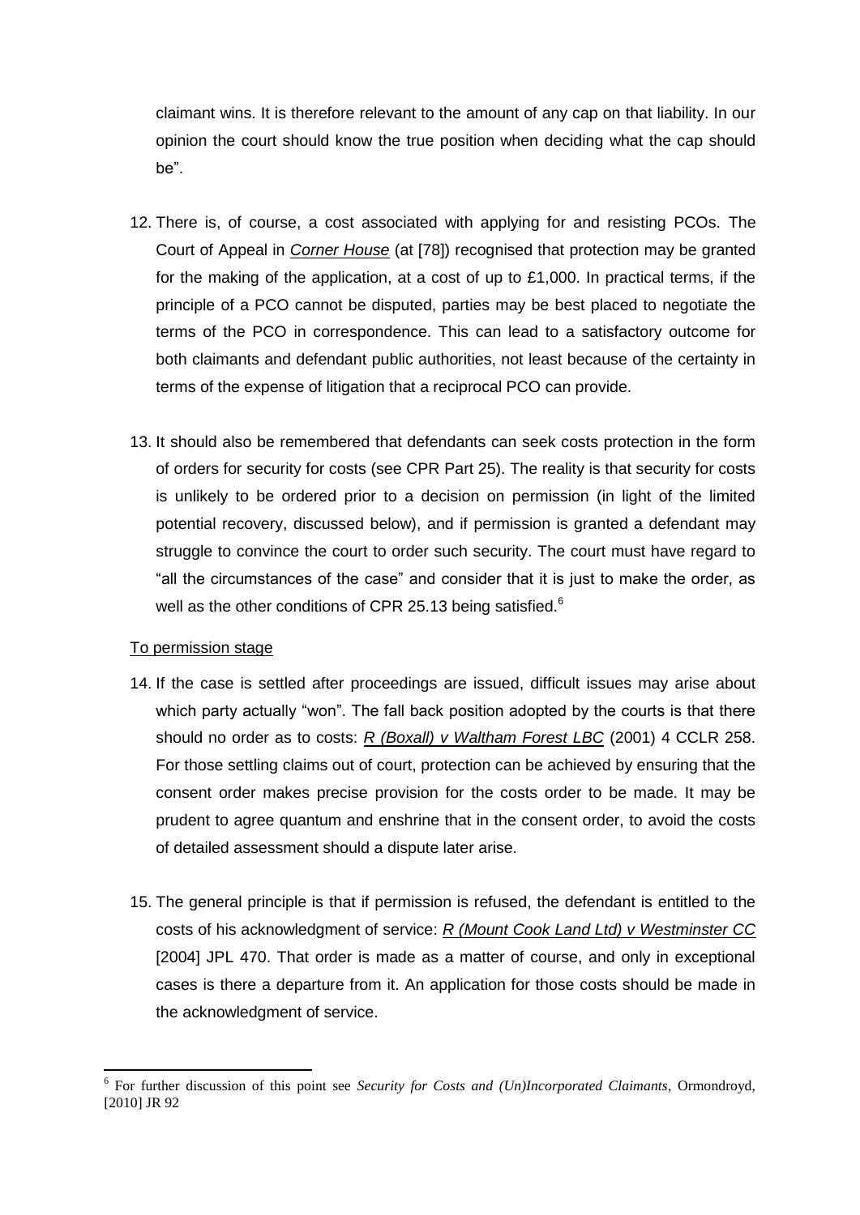claimant wins. It is therefore relevant to the amount of any cap on that liability. In our opinion the court should know the true position when deciding what the cap should be".

12. There is, of course, a cost associated with applying for and resisting PCOs. The Court of Appeal in *Corner House* (at [78]) recognised that protection may be granted for the making of the application, at a cost of up to £1,000. In practical terms, if the principle of a PCO cannot be disputed, parties may be best placed to negotiate the terms of the PCO in correspondence. This can lead to a satisfactory outcome for both claimants and defendant public authorities, not least because of the certainty in terms of the expense of litigation that a reciprocal PCO can provide.

13. It should also be remembered that defendants can seek costs protection in the form of orders for security for costs (see CPR Part 25). The reality is that security for costs is unlikely to be ordered prior to a decision on permission (in light of the limited potential recovery, discussed below), and if permission is granted a defendant may struggle to convince the court to order such security. The court must have regard to "all the circumstances of the case" and consider that it is just to make the order, as well as the other conditions of CPR 25.13 being satisfied.[6]

<u>To permission stage</u>

14. If the case is settled after proceedings are issued, difficult issues may arise about which party actually "won". The fall back position adopted by the courts is that there should no order as to costs: *R (Boxall) v Waltham Forest LBC* (2001) 4 CCLR 258. For those settling claims out of court, protection can be achieved by ensuring that the consent order makes precise provision for the costs order to be made. It may be prudent to agree quantum and enshrine that in the consent order, to avoid the costs of detailed assessment should a dispute later arise.

15. The general principle is that if permission is refused, the defendant is entitled to the costs of his acknowledgment of service: *R (Mount Cook Land Ltd) v Westminster CC* [2004] JPL 470. That order is made as a matter of course, and only in exceptional cases is there a departure from it. An application for those costs should be made in the acknowledgment of service.

---

[6] For further discussion of this point see *Security for Costs and (Un)Incorporated Claimants*, Ormondroyd, [2010] JR 92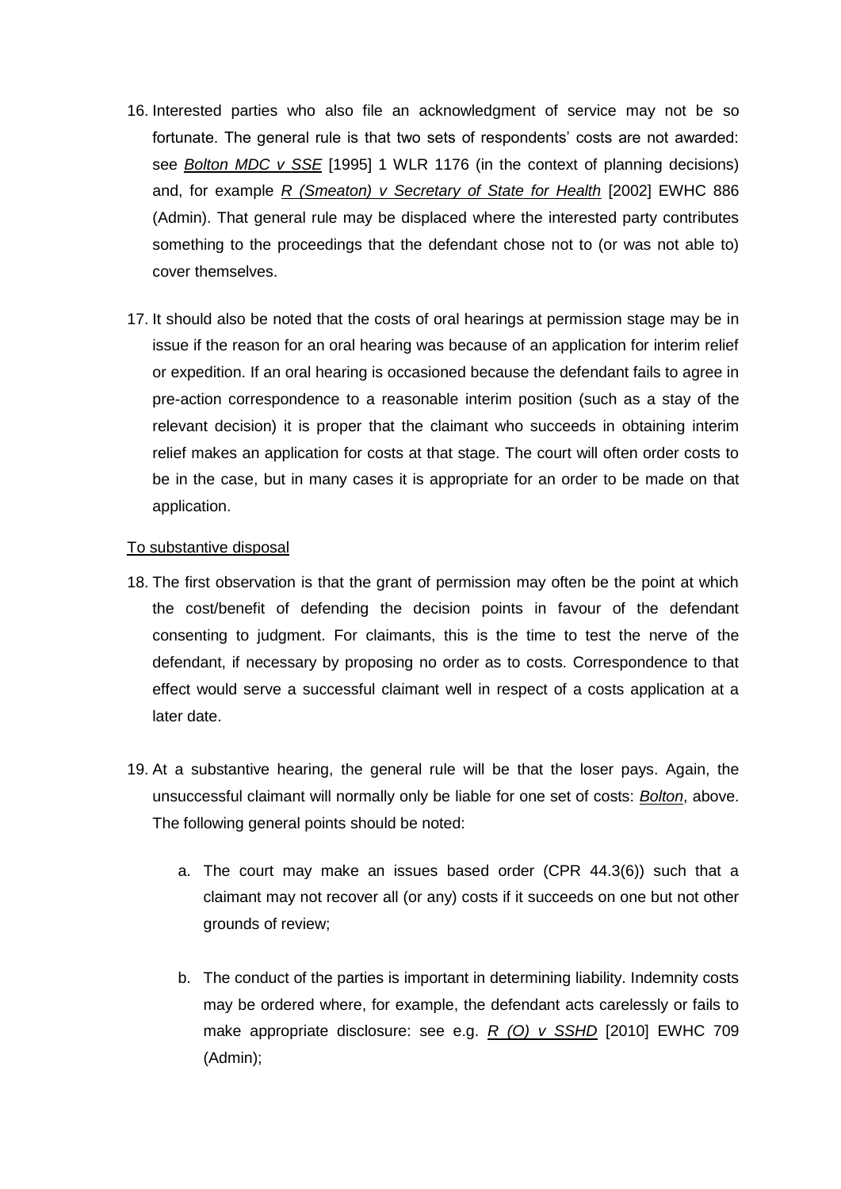16. Interested parties who also file an acknowledgment of service may not be so fortunate. The general rule is that two sets of respondents' costs are not awarded: see ***Bolton MDC v SSE*** [1995] 1 WLR 1176 (in the context of planning decisions) and, for example *R (Smeaton) v Secretary of State for Health* [2002] EWHC 886 (Admin). That general rule may be displaced where the interested party contributes something to the proceedings that the defendant chose not to (or was not able to) cover themselves.

17. It should also be noted that the costs of oral hearings at permission stage may be in issue if the reason for an oral hearing was because of an application for interim relief or expedition. If an oral hearing is occasioned because the defendant fails to agree in pre-action correspondence to a reasonable interim position (such as a stay of the relevant decision) it is proper that the claimant who succeeds in obtaining interim relief makes an application for costs at that stage. The court will often order costs to be in the case, but in many cases it is appropriate for an order to be made on that application.

To substantive disposal

18. The first observation is that the grant of permission may often be the point at which the cost/benefit of defending the decision points in favour of the defendant consenting to judgment. For claimants, this is the time to test the nerve of the defendant, if necessary by proposing no order as to costs. Correspondence to that effect would serve a successful claimant well in respect of a costs application at a later date.

19. At a substantive hearing, the general rule will be that the loser pays. Again, the unsuccessful claimant will normally only be liable for one set of costs: ***Bolton***, above. The following general points should be noted:

    a. The court may make an issues based order (CPR 44.3(6)) such that a claimant may not recover all (or any) costs if it succeeds on one but not other grounds of review;

    b. The conduct of the parties is important in determining liability. Indemnity costs may be ordered where, for example, the defendant acts carelessly or fails to make appropriate disclosure: see e.g. *R (O) v SSHD* [2010] EWHC 709 (Admin);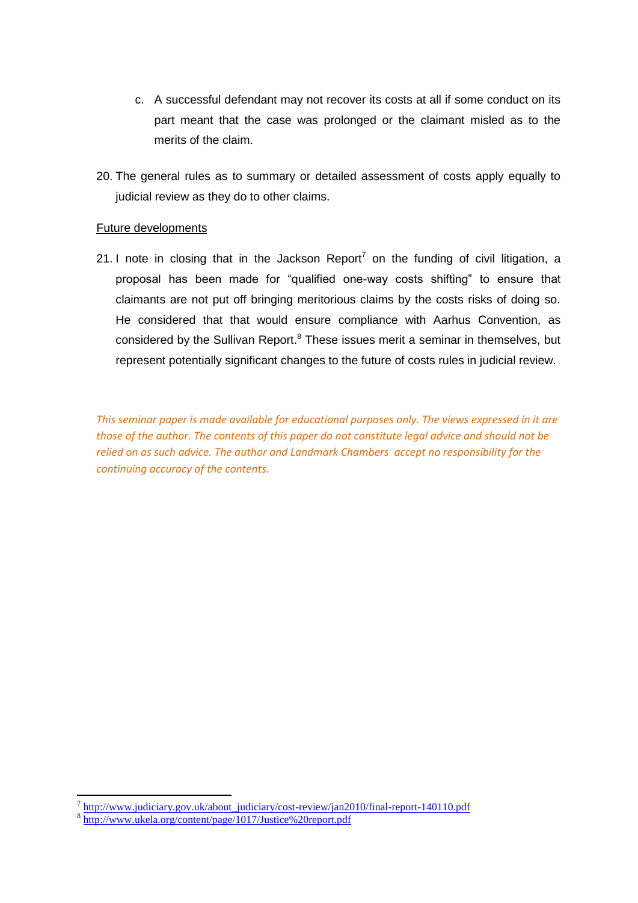c. A successful defendant may not recover its costs at all if some conduct on its part meant that the case was prolonged or the claimant misled as to the merits of the claim.

20. The general rules as to summary or detailed assessment of costs apply equally to judicial review as they do to other claims.

Future developments

21. I note in closing that in the Jackson Report[7] on the funding of civil litigation, a proposal has been made for "qualified one-way costs shifting" to ensure that claimants are not put off bringing meritorious claims by the costs risks of doing so. He considered that that would ensure compliance with Aarhus Convention, as considered by the Sullivan Report.[8] These issues merit a seminar in themselves, but represent potentially significant changes to the future of costs rules in judicial review.

*This seminar paper is made available for educational purposes only. The views expressed in it are those of the author. The contents of this paper do not constitute legal advice and should not be relied on as such advice. The author and Landmark Chambers accept no responsibility for the continuing accuracy of the contents.*

[7] http://www.judiciary.gov.uk/about_judiciary/cost-review/jan2010/final-report-140110.pdf

[8] http://www.ukela.org/content/page/1017/Justice%20report.pdf